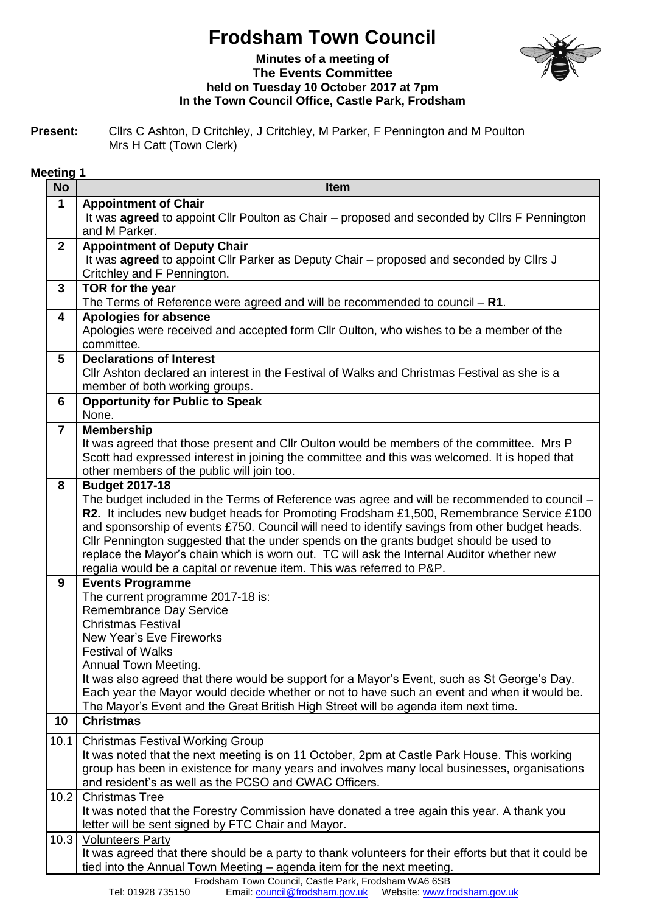# Frodsham Town Council

**Minutes of a meeting of**
**The Events Committee**
**held on Tuesday 10 October 2017 at 7pm**
**In the Town Council Office, Castle Park, Frodsham**

**Present:** Cllrs C Ashton, D Critchley, J Critchley, M Parker, F Pennington and M Poulton
Mrs H Catt (Town Clerk)

**Meeting 1**

| No | Item |
|---|---|
| 1 | **Appointment of Chair**<br>It was **agreed** to appoint Cllr Poulton as Chair – proposed and seconded by Cllrs F Pennington and M Parker. |
| 2 | **Appointment of Deputy Chair**<br>It was **agreed** to appoint Cllr Parker as Deputy Chair – proposed and seconded by Cllrs J Critchley and F Pennington. |
| 3 | **TOR for the year**<br>The Terms of Reference were agreed and will be recommended to council – **R1**. |
| 4 | **Apologies for absence**<br>Apologies were received and accepted form Cllr Oulton, who wishes to be a member of the committee. |
| 5 | **Declarations of Interest**<br>Cllr Ashton declared an interest in the Festival of Walks and Christmas Festival as she is a member of both working groups. |
| 6 | **Opportunity for Public to Speak**<br>None. |
| 7 | **Membership**<br>It was agreed that those present and Cllr Oulton would be members of the committee. Mrs P Scott had expressed interest in joining the committee and this was welcomed. It is hoped that other members of the public will join too. |
| 8 | **Budget 2017-18**<br>The budget included in the Terms of Reference was agree and will be recommended to council – **R2.** It includes new budget heads for Promoting Frodsham £1,500, Remembrance Service £100 and sponsorship of events £750. Council will need to identify savings from other budget heads. Cllr Pennington suggested that the under spends on the grants budget should be used to replace the Mayor's chain which is worn out. TC will ask the Internal Auditor whether new regalia would be a capital or revenue item. This was referred to P&P. |
| 9 | **Events Programme**<br>The current programme 2017-18 is:<br>Remembrance Day Service<br>Christmas Festival<br>New Year's Eve Fireworks<br>Festival of Walks<br>Annual Town Meeting.<br>It was also agreed that there would be support for a Mayor's Event, such as St George's Day. Each year the Mayor would decide whether or not to have such an event and when it would be. The Mayor's Event and the Great British High Street will be agenda item next time. |
| 10 | **Christmas** |
| 10.1 | <u>Christmas Festival Working Group</u><br>It was noted that the next meeting is on 11 October, 2pm at Castle Park House. This working group has been in existence for many years and involves many local businesses, organisations and resident's as well as the PCSO and CWAC Officers. |
| 10.2 | <u>Christmas Tree</u><br>It was noted that the Forestry Commission have donated a tree again this year. A thank you letter will be sent signed by FTC Chair and Mayor. |
| 10.3 | <u>Volunteers Party</u><br>It was agreed that there should be a party to thank volunteers for their efforts but that it could be tied into the Annual Town Meeting – agenda item for the next meeting. |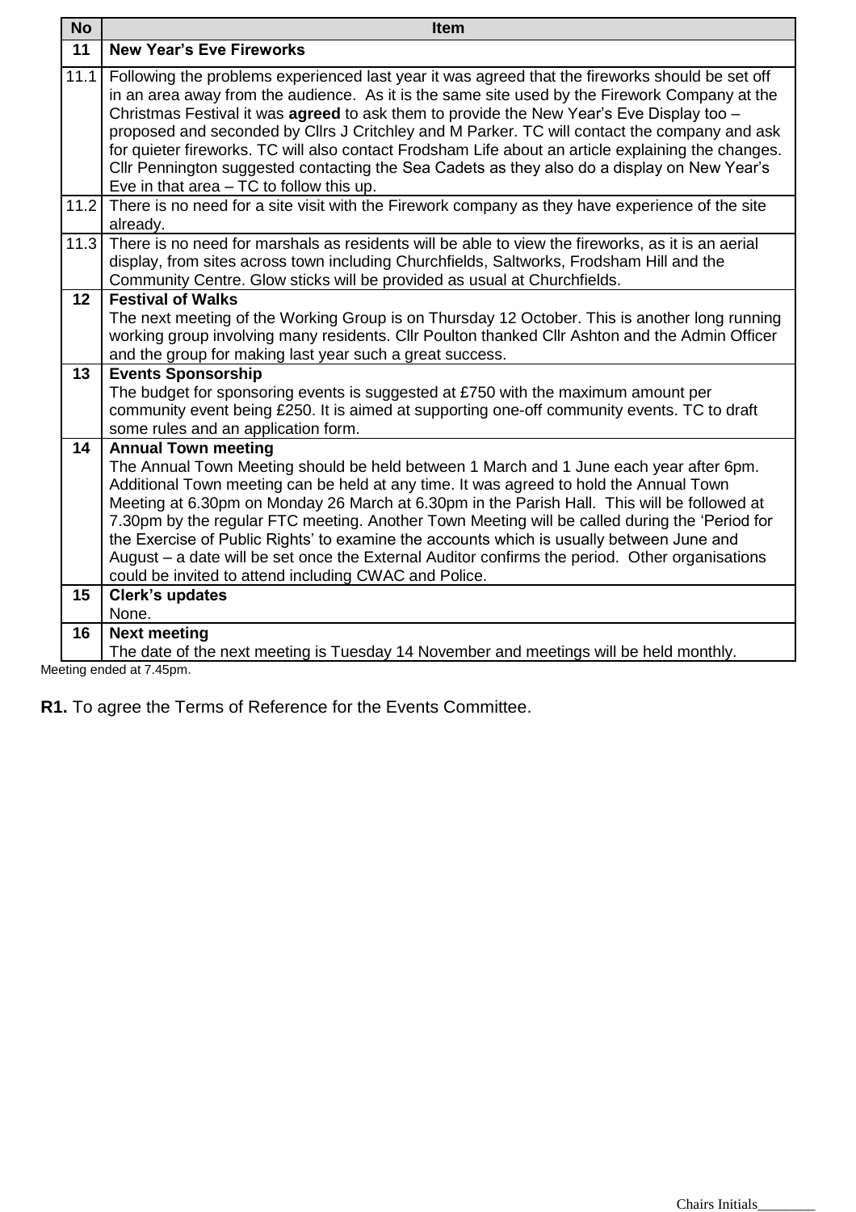| No | Item |
| --- | --- |
| **11** | **New Year's Eve Fireworks** |
| 11.1 | Following the problems experienced last year it was agreed that the fireworks should be set off in an area away from the audience. As it is the same site used by the Firework Company at the Christmas Festival it was **agreed** to ask them to provide the New Year's Eve Display too – proposed and seconded by Cllrs J Critchley and M Parker. TC will contact the company and ask for quieter fireworks. TC will also contact Frodsham Life about an article explaining the changes. Cllr Pennington suggested contacting the Sea Cadets as they also do a display on New Year's Eve in that area – TC to follow this up. |
| 11.2 | There is no need for a site visit with the Firework company as they have experience of the site already. |
| 11.3 | There is no need for marshals as residents will be able to view the fireworks, as it is an aerial display, from sites across town including Churchfields, Saltworks, Frodsham Hill and the Community Centre. Glow sticks will be provided as usual at Churchfields. |
| **12** | **Festival of Walks**<br>The next meeting of the Working Group is on Thursday 12 October. This is another long running working group involving many residents. Cllr Poulton thanked Cllr Ashton and the Admin Officer and the group for making last year such a great success. |
| **13** | **Events Sponsorship**<br>The budget for sponsoring events is suggested at £750 with the maximum amount per community event being £250. It is aimed at supporting one-off community events. TC to draft some rules and an application form. |
| **14** | **Annual Town meeting**<br>The Annual Town Meeting should be held between 1 March and 1 June each year after 6pm. Additional Town meeting can be held at any time. It was agreed to hold the Annual Town Meeting at 6.30pm on Monday 26 March at 6.30pm in the Parish Hall. This will be followed at 7.30pm by the regular FTC meeting. Another Town Meeting will be called during the 'Period for the Exercise of Public Rights' to examine the accounts which is usually between June and August – a date will be set once the External Auditor confirms the period. Other organisations could be invited to attend including CWAC and Police. |
| **15** | **Clerk's updates**<br>None. |
| **16** | **Next meeting**<br>The date of the next meeting is Tuesday 14 November and meetings will be held monthly. |

Meeting ended at 7.45pm.

**R1.** To agree the Terms of Reference for the Events Committee.

Chairs Initials________